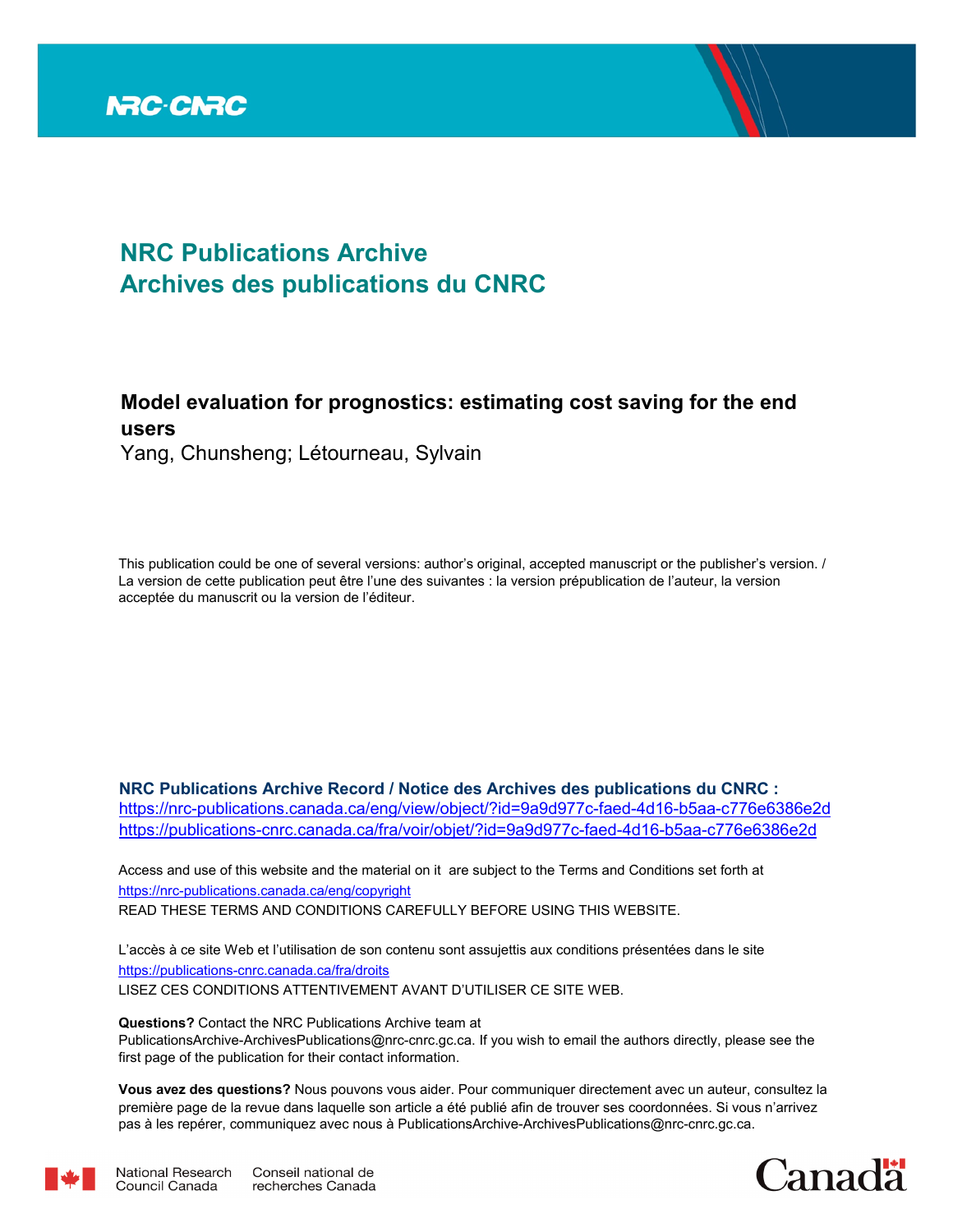# NRC Publications Archive
# Archives des publications du CNRC

## Model evaluation for prognostics: estimating cost saving for the end users

Yang, Chunsheng; Létourneau, Sylvain

This publication could be one of several versions: author's original, accepted manuscript or the publisher's version. / La version de cette publication peut être l'une des suivantes : la version prépublication de l'auteur, la version acceptée du manuscrit ou la version de l'éditeur.

**NRC Publications Archive Record / Notice des Archives des publications du CNRC :**
https://nrc-publications.canada.ca/eng/view/object/?id=9a9d977c-faed-4d16-b5aa-c776e6386e2d
https://publications-cnrc.canada.ca/fra/voir/objet/?id=9a9d977c-faed-4d16-b5aa-c776e6386e2d

Access and use of this website and the material on it are subject to the Terms and Conditions set forth at
https://nrc-publications.canada.ca/eng/copyright
READ THESE TERMS AND CONDITIONS CAREFULLY BEFORE USING THIS WEBSITE.

L'accès à ce site Web et l'utilisation de son contenu sont assujettis aux conditions présentées dans le site
https://publications-cnrc.canada.ca/fra/droits
LISEZ CES CONDITIONS ATTENTIVEMENT AVANT D'UTILISER CE SITE WEB.

**Questions?** Contact the NRC Publications Archive team at PublicationsArchive-ArchivesPublications@nrc-cnrc.gc.ca. If you wish to email the authors directly, please see the first page of the publication for their contact information.

**Vous avez des questions?** Nous pouvons vous aider. Pour communiquer directement avec un auteur, consultez la première page de la revue dans laquelle son article a été publié afin de trouver ses coordonnées. Si vous n'arrivez pas à les repérer, communiquez avec nous à PublicationsArchive-ArchivesPublications@nrc-cnrc.gc.ca.

National Research Council Canada | Conseil national de recherches Canada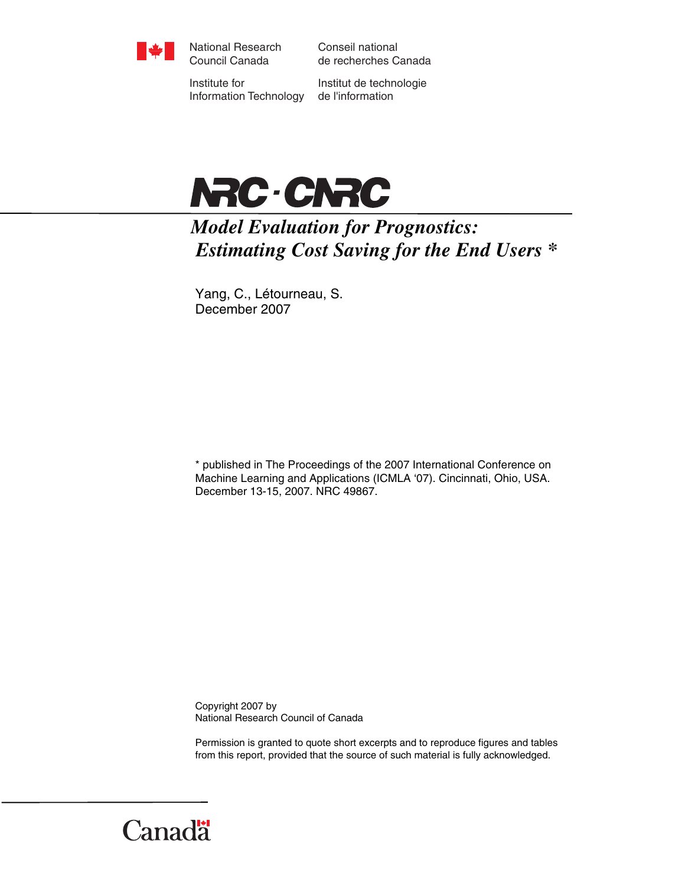National Research Council Canada

Conseil national de recherches Canada

Institute for Information Technology

Institut de technologie de l'information

NRC · CNRC

# *Model Evaluation for Prognostics: Estimating Cost Saving for the End Users* *

Yang, C., Létourneau, S.
December 2007

* published in The Proceedings of the 2007 International Conference on Machine Learning and Applications (ICMLA '07). Cincinnati, Ohio, USA. December 13-15, 2007. NRC 49867.

Copyright 2007 by
National Research Council of Canada

Permission is granted to quote short excerpts and to reproduce figures and tables from this report, provided that the source of such material is fully acknowledged.

Canada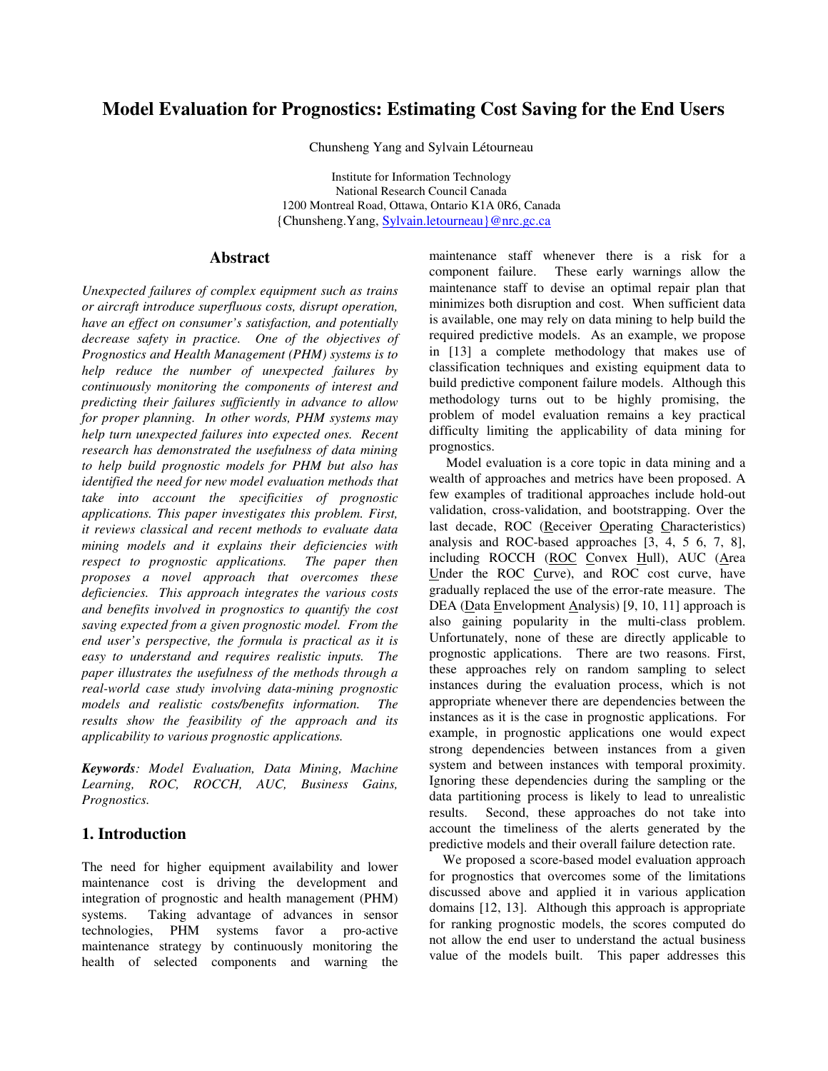# Model Evaluation for Prognostics: Estimating Cost Saving for the End Users

Chunsheng Yang and Sylvain Létourneau

Institute for Information Technology
National Research Council Canada
1200 Montreal Road, Ottawa, Ontario K1A 0R6, Canada
{Chunsheng.Yang, Sylvain.letourneau}@nrc.gc.ca

## Abstract

*Unexpected failures of complex equipment such as trains or aircraft introduce superfluous costs, disrupt operation, have an effect on consumer's satisfaction, and potentially decrease safety in practice. One of the objectives of Prognostics and Health Management (PHM) systems is to help reduce the number of unexpected failures by continuously monitoring the components of interest and predicting their failures sufficiently in advance to allow for proper planning. In other words, PHM systems may help turn unexpected failures into expected ones. Recent research has demonstrated the usefulness of data mining to help build prognostic models for PHM but also has identified the need for new model evaluation methods that take into account the specificities of prognostic applications. This paper investigates this problem. First, it reviews classical and recent methods to evaluate data mining models and it explains their deficiencies with respect to prognostic applications. The paper then proposes a novel approach that overcomes these deficiencies. This approach integrates the various costs and benefits involved in prognostics to quantify the cost saving expected from a given prognostic model. From the end user's perspective, the formula is practical as it is easy to understand and requires realistic inputs. The paper illustrates the usefulness of the methods through a real-world case study involving data-mining prognostic models and realistic costs/benefits information. The results show the feasibility of the approach and its applicability to various prognostic applications.*

***Keywords****: Model Evaluation, Data Mining, Machine Learning, ROC, ROCCH, AUC, Business Gains, Prognostics.*

## 1. Introduction

The need for higher equipment availability and lower maintenance cost is driving the development and integration of prognostic and health management (PHM) systems. Taking advantage of advances in sensor technologies, PHM systems favor a pro-active maintenance strategy by continuously monitoring the health of selected components and warning the maintenance staff whenever there is a risk for a component failure. These early warnings allow the maintenance staff to devise an optimal repair plan that minimizes both disruption and cost. When sufficient data is available, one may rely on data mining to help build the required predictive models. As an example, we propose in [13] a complete methodology that makes use of classification techniques and existing equipment data to build predictive component failure models. Although this methodology turns out to be highly promising, the problem of model evaluation remains a key practical difficulty limiting the applicability of data mining for prognostics.

Model evaluation is a core topic in data mining and a wealth of approaches and metrics have been proposed. A few examples of traditional approaches include hold-out validation, cross-validation, and bootstrapping. Over the last decade, ROC (Receiver Operating Characteristics) analysis and ROC-based approaches [3, 4, 5 6, 7, 8], including ROCCH (ROC Convex Hull), AUC (Area Under the ROC Curve), and ROC cost curve, have gradually replaced the use of the error-rate measure. The DEA (Data Envelopment Analysis) [9, 10, 11] approach is also gaining popularity in the multi-class problem. Unfortunately, none of these are directly applicable to prognostic applications. There are two reasons. First, these approaches rely on random sampling to select instances during the evaluation process, which is not appropriate whenever there are dependencies between the instances as it is the case in prognostic applications. For example, in prognostic applications one would expect strong dependencies between instances from a given system and between instances with temporal proximity. Ignoring these dependencies during the sampling or the data partitioning process is likely to lead to unrealistic results. Second, these approaches do not take into account the timeliness of the alerts generated by the predictive models and their overall failure detection rate.

We proposed a score-based model evaluation approach for prognostics that overcomes some of the limitations discussed above and applied it in various application domains [12, 13]. Although this approach is appropriate for ranking prognostic models, the scores computed do not allow the end user to understand the actual business value of the models built. This paper addresses this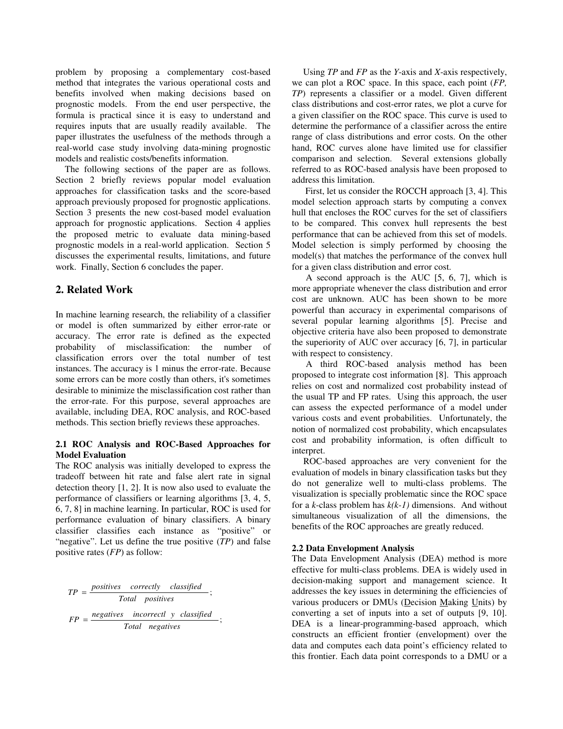problem by proposing a complementary cost-based method that integrates the various operational costs and benefits involved when making decisions based on prognostic models. From the end user perspective, the formula is practical since it is easy to understand and requires inputs that are usually readily available. The paper illustrates the usefulness of the methods through a real-world case study involving data-mining prognostic models and realistic costs/benefits information.

The following sections of the paper are as follows. Section 2 briefly reviews popular model evaluation approaches for classification tasks and the score-based approach previously proposed for prognostic applications. Section 3 presents the new cost-based model evaluation approach for prognostic applications. Section 4 applies the proposed metric to evaluate data mining-based prognostic models in a real-world application. Section 5 discusses the experimental results, limitations, and future work. Finally, Section 6 concludes the paper.

## 2. Related Work

In machine learning research, the reliability of a classifier or model is often summarized by either error-rate or accuracy. The error rate is defined as the expected probability of misclassification: the number of classification errors over the total number of test instances. The accuracy is 1 minus the error-rate. Because some errors can be more costly than others, it's sometimes desirable to minimize the misclassification cost rather than the error-rate. For this purpose, several approaches are available, including DEA, ROC analysis, and ROC-based methods. This section briefly reviews these approaches.

### 2.1 ROC Analysis and ROC-Based Approaches for Model Evaluation

The ROC analysis was initially developed to express the tradeoff between hit rate and false alert rate in signal detection theory [1, 2]. It is now also used to evaluate the performance of classifiers or learning algorithms [3, 4, 5, 6, 7, 8] in machine learning. In particular, ROC is used for performance evaluation of binary classifiers. A binary classifier classifies each instance as "positive" or "negative". Let us define the true positive (*TP*) and false positive rates (*FP*) as follow:

$$TP = \frac{positives \quad correctly \quad classified}{Total \quad positives};$$

$$FP = \frac{negatives \quad incorrectly \quad classified}{Total \quad negatives};$$

Using *TP* and *FP* as the *Y*-axis and *X*-axis respectively, we can plot a ROC space. In this space, each point (*FP, TP*) represents a classifier or a model. Given different class distributions and cost-error rates, we plot a curve for a given classifier on the ROC space. This curve is used to determine the performance of a classifier across the entire range of class distributions and error costs. On the other hand, ROC curves alone have limited use for classifier comparison and selection. Several extensions globally referred to as ROC-based analysis have been proposed to address this limitation.

First, let us consider the ROCCH approach [3, 4]. This model selection approach starts by computing a convex hull that encloses the ROC curves for the set of classifiers to be compared. This convex hull represents the best performance that can be achieved from this set of models. Model selection is simply performed by choosing the model(s) that matches the performance of the convex hull for a given class distribution and error cost.

A second approach is the AUC [5, 6, 7], which is more appropriate whenever the class distribution and error cost are unknown. AUC has been shown to be more powerful than accuracy in experimental comparisons of several popular learning algorithms [5]. Precise and objective criteria have also been proposed to demonstrate the superiority of AUC over accuracy [6, 7], in particular with respect to consistency.

A third ROC-based analysis method has been proposed to integrate cost information [8]. This approach relies on cost and normalized cost probability instead of the usual TP and FP rates. Using this approach, the user can assess the expected performance of a model under various costs and event probabilities. Unfortunately, the notion of normalized cost probability, which encapsulates cost and probability information, is often difficult to interpret.

ROC-based approaches are very convenient for the evaluation of models in binary classification tasks but they do not generalize well to multi-class problems. The visualization is specially problematic since the ROC space for a *k*-class problem has *k(k-1)* dimensions. And without simultaneous visualization of all the dimensions, the benefits of the ROC approaches are greatly reduced.

### 2.2 Data Envelopment Analysis

The Data Envelopment Analysis (DEA) method is more effective for multi-class problems. DEA is widely used in decision-making support and management science. It addresses the key issues in determining the efficiencies of various producers or DMUs (Decision Making Units) by converting a set of inputs into a set of outputs [9, 10]. DEA is a linear-programming-based approach, which constructs an efficient frontier (envelopment) over the data and computes each data point's efficiency related to this frontier. Each data point corresponds to a DMU or a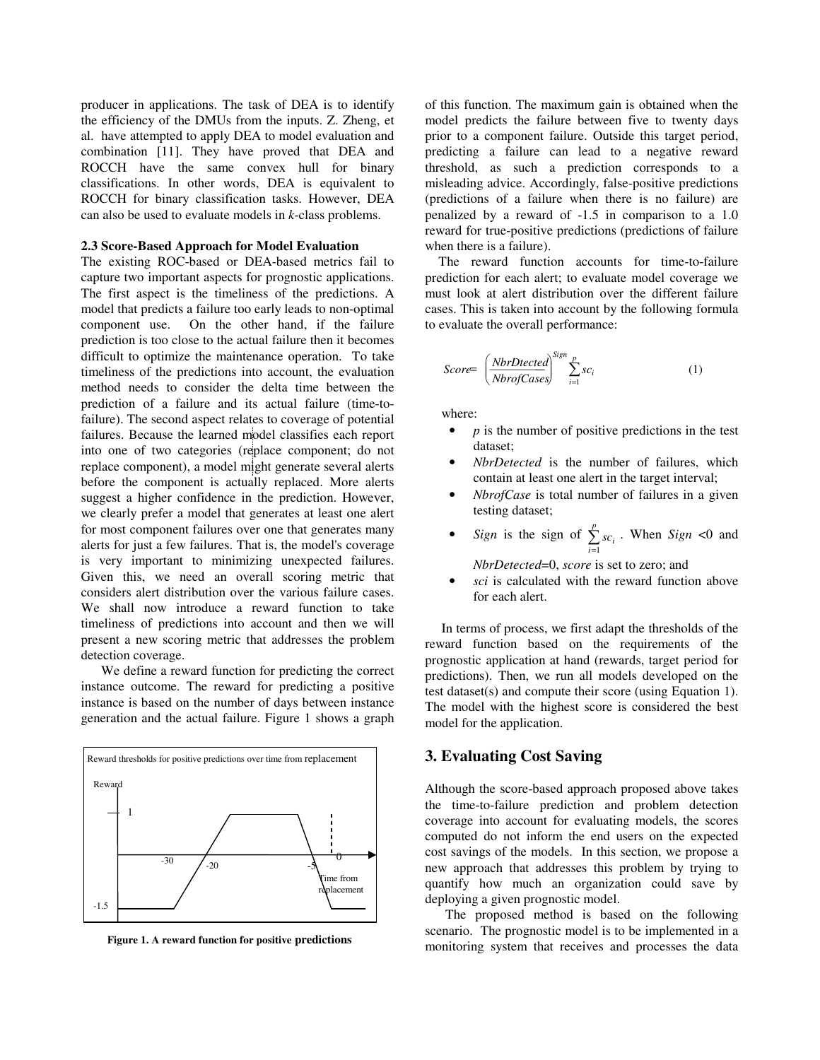producer in applications. The task of DEA is to identify the efficiency of the DMUs from the inputs. Z. Zheng, et al. have attempted to apply DEA to model evaluation and combination [11]. They have proved that DEA and ROCCH have the same convex hull for binary classifications. In other words, DEA is equivalent to ROCCH for binary classification tasks. However, DEA can also be used to evaluate models in *k*-class problems.

### 2.3 Score-Based Approach for Model Evaluation

The existing ROC-based or DEA-based metrics fail to capture two important aspects for prognostic applications. The first aspect is the timeliness of the predictions. A model that predicts a failure too early leads to non-optimal component use. On the other hand, if the failure prediction is too close to the actual failure then it becomes difficult to optimize the maintenance operation. To take timeliness of the predictions into account, the evaluation method needs to consider the delta time between the prediction of a failure and its actual failure (time-to-failure). The second aspect relates to coverage of potential failures. Because the learned model classifies each report into one of two categories (replace component; do not replace component), a model might generate several alerts before the component is actually replaced. More alerts suggest a higher confidence in the prediction. However, we clearly prefer a model that generates at least one alert for most component failures over one that generates many alerts for just a few failures. That is, the model's coverage is very important to minimizing unexpected failures. Given this, we need an overall scoring metric that considers alert distribution over the various failure cases. We shall now introduce a reward function to take timeliness of predictions into account and then we will present a new scoring metric that addresses the problem detection coverage.

We define a reward function for predicting the correct instance outcome. The reward for predicting a positive instance is based on the number of days between instance generation and the actual failure. Figure 1 shows a graph

Reward thresholds for positive predictions over time from replacement

Reward

1

-30

-20

-5

0

Time from replacement

-1.5

**Figure 1. A reward function for positive predictions**

of this function. The maximum gain is obtained when the model predicts the failure between five to twenty days prior to a component failure. Outside this target period, predicting a failure can lead to a negative reward threshold, as such a prediction corresponds to a misleading advice. Accordingly, false-positive predictions (predictions of a failure when there is no failure) are penalized by a reward of -1.5 in comparison to a 1.0 reward for true-positive predictions (predictions of failure when there is a failure).

The reward function accounts for time-to-failure prediction for each alert; to evaluate model coverage we must look at alert distribution over the different failure cases. This is taken into account by the following formula to evaluate the overall performance:

$$Score = \left(\frac{NbrDtected}{NbrofCases}\right)^{Sign} \sum_{i=1}^{p} sc_i \qquad (1)$$

where:

- $p$ is the number of positive predictions in the test dataset;
- *NbrDetected* is the number of failures, which contain at least one alert in the target interval;
- *NbrofCase* is total number of failures in a given testing dataset;
- *Sign* is the sign of $\sum_{i=1}^{p} sc_i$. When *Sign* <0 and *NbrDetected*=0, *score* is set to zero; and
- *sci* is calculated with the reward function above for each alert.

In terms of process, we first adapt the thresholds of the reward function based on the requirements of the prognostic application at hand (rewards, target period for predictions). Then, we run all models developed on the test dataset(s) and compute their score (using Equation 1). The model with the highest score is considered the best model for the application.

## 3. Evaluating Cost Saving

Although the score-based approach proposed above takes the time-to-failure prediction and problem detection coverage into account for evaluating models, the scores computed do not inform the end users on the expected cost savings of the models. In this section, we propose a new approach that addresses this problem by trying to quantify how much an organization could save by deploying a given prognostic model.

The proposed method is based on the following scenario. The prognostic model is to be implemented in a monitoring system that receives and processes the data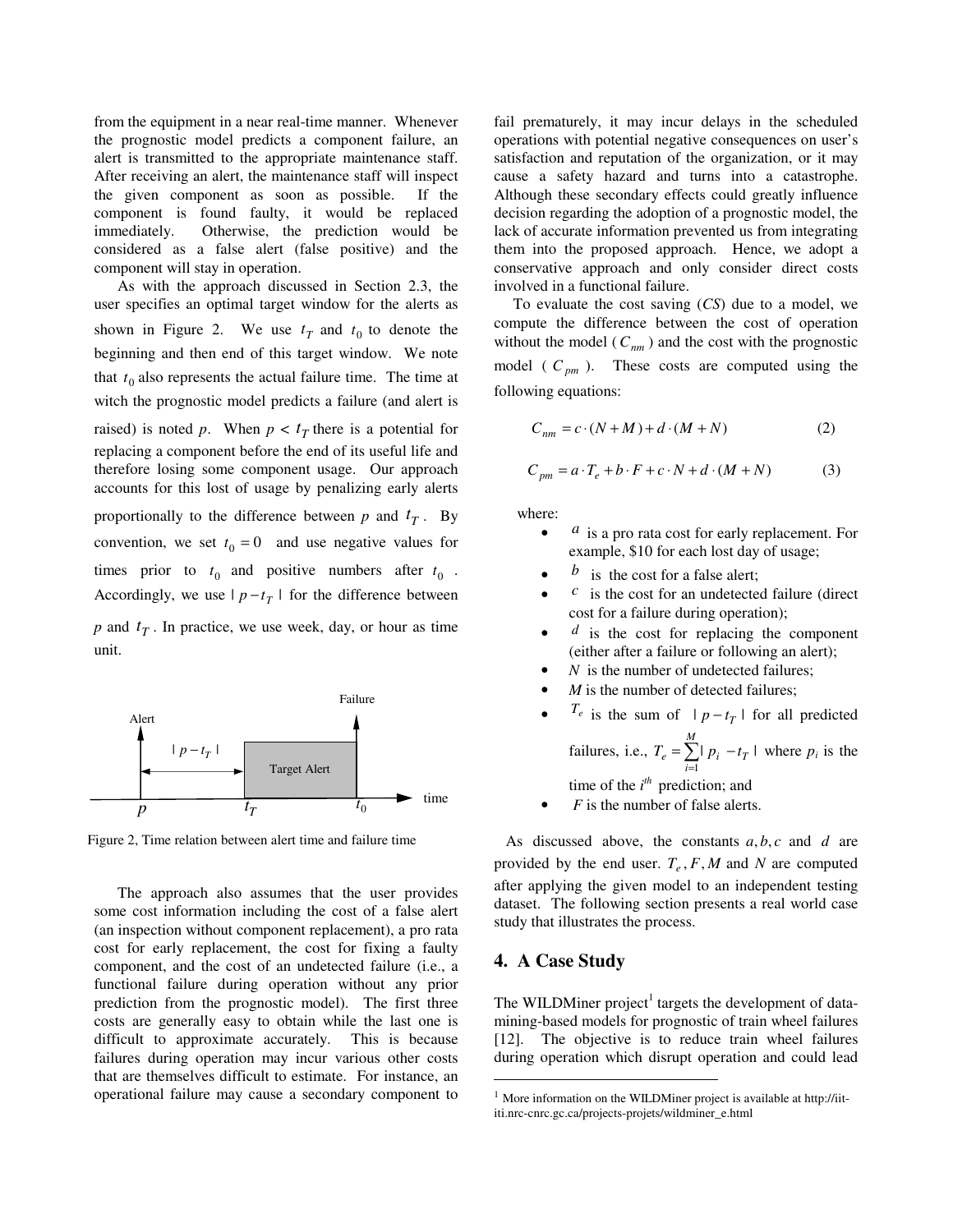from the equipment in a near real-time manner. Whenever the prognostic model predicts a component failure, an alert is transmitted to the appropriate maintenance staff. After receiving an alert, the maintenance staff will inspect the given component as soon as possible. If the component is found faulty, it would be replaced immediately. Otherwise, the prediction would be considered as a false alert (false positive) and the component will stay in operation.

As with the approach discussed in Section 2.3, the user specifies an optimal target window for the alerts as shown in Figure 2. We use $t_T$ and $t_0$ to denote the beginning and then end of this target window. We note that $t_0$ also represents the actual failure time. The time at witch the prognostic model predicts a failure (and alert is raised) is noted *p*. When $p < t_T$ there is a potential for replacing a component before the end of its useful life and therefore losing some component usage. Our approach accounts for this lost of usage by penalizing early alerts proportionally to the difference between *p* and $t_T$. By convention, we set $t_0 = 0$ and use negative values for times prior to $t_0$ and positive numbers after $t_0$. Accordingly, we use $| p - t_T |$ for the difference between *p* and $t_T$. In practice, we use week, day, or hour as time unit.

Figure 2, Time relation between alert time and failure time

The approach also assumes that the user provides some cost information including the cost of a false alert (an inspection without component replacement), a pro rata cost for early replacement, the cost for fixing a faulty component, and the cost of an undetected failure (i.e., a functional failure during operation without any prior prediction from the prognostic model). The first three costs are generally easy to obtain while the last one is difficult to approximate accurately. This is because failures during operation may incur various other costs that are themselves difficult to estimate. For instance, an operational failure may cause a secondary component to fail prematurely, it may incur delays in the scheduled operations with potential negative consequences on user's satisfaction and reputation of the organization, or it may cause a safety hazard and turns into a catastrophe. Although these secondary effects could greatly influence decision regarding the adoption of a prognostic model, the lack of accurate information prevented us from integrating them into the proposed approach. Hence, we adopt a conservative approach and only consider direct costs involved in a functional failure.

To evaluate the cost saving (*CS*) due to a model, we compute the difference between the cost of operation without the model ($C_{nm}$) and the cost with the prognostic model ($C_{pm}$). These costs are computed using the following equations:

$$C_{nm} = c \cdot (N + M) + d \cdot (M + N) \tag{2}$$

$$C_{pm} = a \cdot T_e + b \cdot F + c \cdot N + d \cdot (M + N) \tag{3}$$

where:

- $a$ is a pro rata cost for early replacement. For example, \$10 for each lost day of usage;
- $b$ is the cost for a false alert;
- $c$ is the cost for an undetected failure (direct cost for a failure during operation);
- $d$ is the cost for replacing the component (either after a failure or following an alert);
- $N$ is the number of undetected failures;
- $M$ is the number of detected failures;
- $T_e$ is the sum of $| p - t_T |$ for all predicted failures, i.e., $T_e = \sum_{i=1}^{M} | p_i - t_T |$ where $p_i$ is the time of the $i^{th}$ prediction; and
- $F$ is the number of false alerts.

As discussed above, the constants $a, b, c$ and $d$ are provided by the end user. $T_e, F, M$ and $N$ are computed after applying the given model to an independent testing dataset. The following section presents a real world case study that illustrates the process.

## 4. A Case Study

The WILDMiner project[1] targets the development of data-mining-based models for prognostic of train wheel failures [12]. The objective is to reduce train wheel failures during operation which disrupt operation and could lead

[1] More information on the WILDMiner project is available at http://iit-iti.nrc-cnrc.gc.ca/projects-projets/wildminer_e.html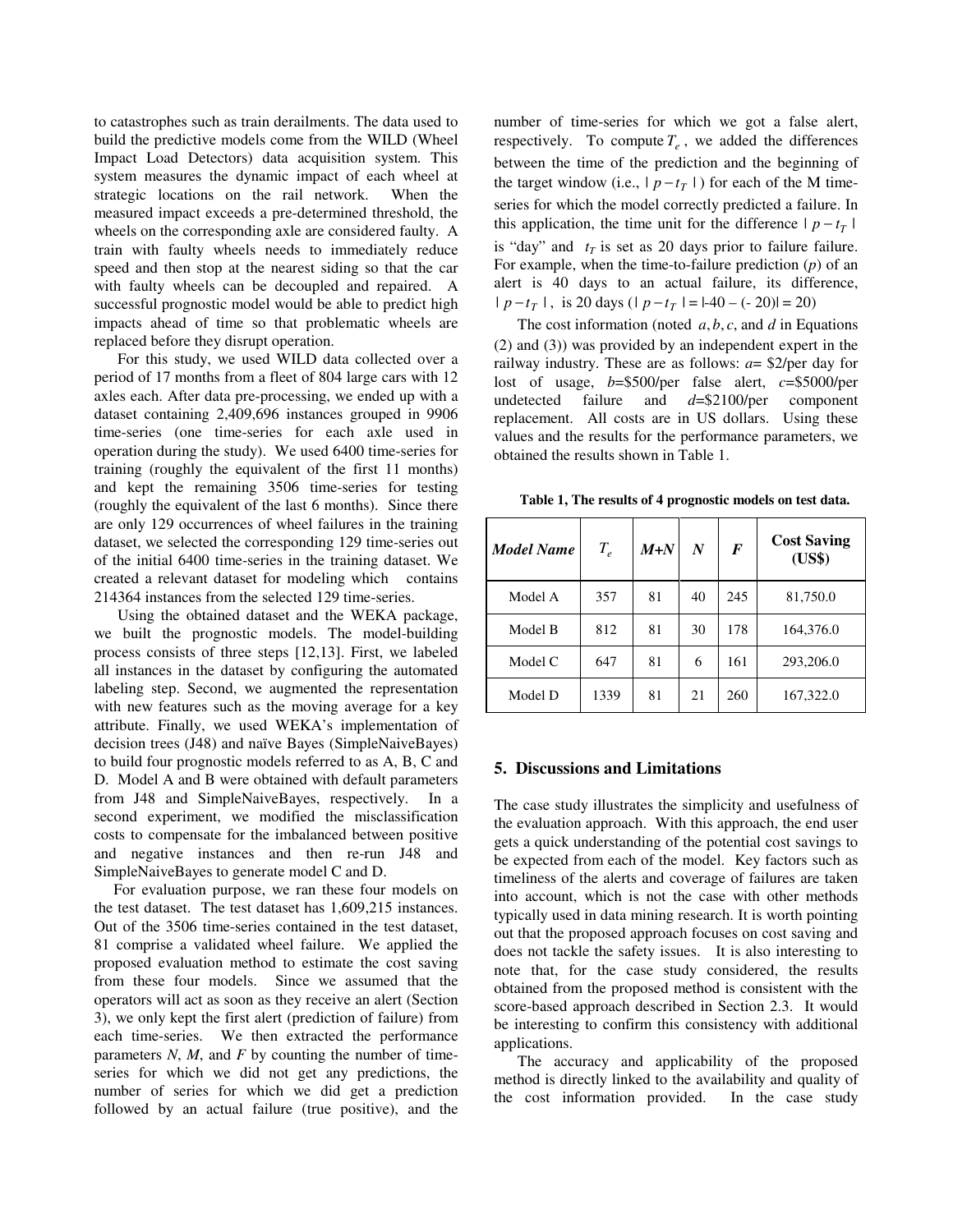to catastrophes such as train derailments. The data used to build the predictive models come from the WILD (Wheel Impact Load Detectors) data acquisition system. This system measures the dynamic impact of each wheel at strategic locations on the rail network. When the measured impact exceeds a pre-determined threshold, the wheels on the corresponding axle are considered faulty. A train with faulty wheels needs to immediately reduce speed and then stop at the nearest siding so that the car with faulty wheels can be decoupled and repaired. A successful prognostic model would be able to predict high impacts ahead of time so that problematic wheels are replaced before they disrupt operation.

For this study, we used WILD data collected over a period of 17 months from a fleet of 804 large cars with 12 axles each. After data pre-processing, we ended up with a dataset containing 2,409,696 instances grouped in 9906 time-series (one time-series for each axle used in operation during the study). We used 6400 time-series for training (roughly the equivalent of the first 11 months) and kept the remaining 3506 time-series for testing (roughly the equivalent of the last 6 months). Since there are only 129 occurrences of wheel failures in the training dataset, we selected the corresponding 129 time-series out of the initial 6400 time-series in the training dataset. We created a relevant dataset for modeling which contains 214364 instances from the selected 129 time-series.

Using the obtained dataset and the WEKA package, we built the prognostic models. The model-building process consists of three steps [12,13]. First, we labeled all instances in the dataset by configuring the automated labeling step. Second, we augmented the representation with new features such as the moving average for a key attribute. Finally, we used WEKA's implementation of decision trees (J48) and naïve Bayes (SimpleNaiveBayes) to build four prognostic models referred to as A, B, C and D. Model A and B were obtained with default parameters from J48 and SimpleNaiveBayes, respectively. In a second experiment, we modified the misclassification costs to compensate for the imbalanced between positive and negative instances and then re-run J48 and SimpleNaiveBayes to generate model C and D.

For evaluation purpose, we ran these four models on the test dataset. The test dataset has 1,609,215 instances. Out of the 3506 time-series contained in the test dataset, 81 comprise a validated wheel failure. We applied the proposed evaluation method to estimate the cost saving from these four models. Since we assumed that the operators will act as soon as they receive an alert (Section 3), we only kept the first alert (prediction of failure) from each time-series. We then extracted the performance parameters *N*, *M*, and *F* by counting the number of time-series for which we did not get any predictions, the number of series for which we did get a prediction followed by an actual failure (true positive), and the number of time-series for which we got a false alert, respectively. To compute $T_e$, we added the differences between the time of the prediction and the beginning of the target window (i.e., $| p - t_T |$) for each of the M time-series for which the model correctly predicted a failure. In this application, the time unit for the difference $| p - t_T |$ is "day" and $t_T$ is set as 20 days prior to failure failure. For example, when the time-to-failure prediction (*p*) of an alert is 40 days to an actual failure, its difference, $| p - t_T |$, is 20 days ($| p - t_T | = |-40 - (-20)| = 20$)

The cost information (noted $a, b, c$, and $d$ in Equations (2) and (3)) was provided by an independent expert in the railway industry. These are as follows: $a$= \$2/per day for lost of usage, $b$=\$500/per false alert, $c$=\$5000/per undetected failure and $d$=\$2100/per component replacement. All costs are in US dollars. Using these values and the results for the performance parameters, we obtained the results shown in Table 1.

**Table 1, The results of 4 prognostic models on test data.**

| *Model Name* | $T_e$ | *M+N* | *N* | *F* | Cost Saving (US\$) |
|---|---|---|---|---|---|
| Model A | 357 | 81 | 40 | 245 | 81,750.0 |
| Model B | 812 | 81 | 30 | 178 | 164,376.0 |
| Model C | 647 | 81 | 6 | 161 | 293,206.0 |
| Model D | 1339 | 81 | 21 | 260 | 167,322.0 |

## 5. Discussions and Limitations

The case study illustrates the simplicity and usefulness of the evaluation approach. With this approach, the end user gets a quick understanding of the potential cost savings to be expected from each of the model. Key factors such as timeliness of the alerts and coverage of failures are taken into account, which is not the case with other methods typically used in data mining research. It is worth pointing out that the proposed approach focuses on cost saving and does not tackle the safety issues. It is also interesting to note that, for the case study considered, the results obtained from the proposed method is consistent with the score-based approach described in Section 2.3. It would be interesting to confirm this consistency with additional applications.

The accuracy and applicability of the proposed method is directly linked to the availability and quality of the cost information provided. In the case study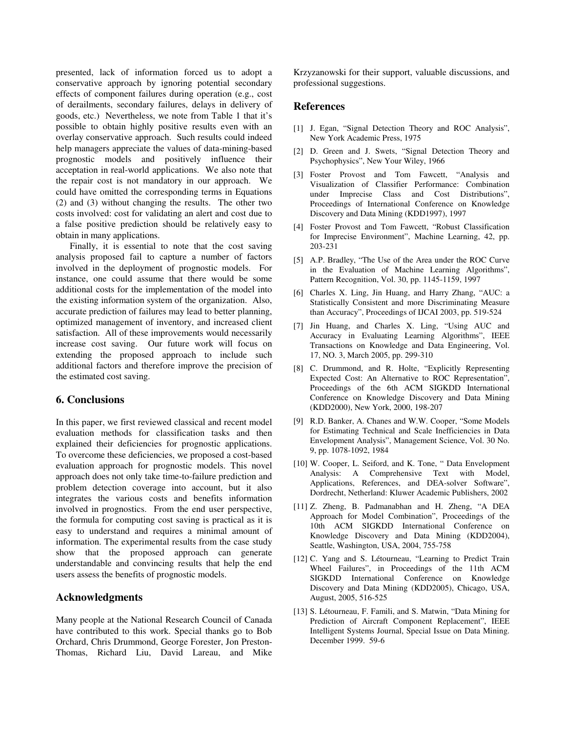presented, lack of information forced us to adopt a conservative approach by ignoring potential secondary effects of component failures during operation (e.g., cost of derailments, secondary failures, delays in delivery of goods, etc.) Nevertheless, we note from Table 1 that it's possible to obtain highly positive results even with an overlay conservative approach. Such results could indeed help managers appreciate the values of data-mining-based prognostic models and positively influence their acceptation in real-world applications. We also note that the repair cost is not mandatory in our approach. We could have omitted the corresponding terms in Equations (2) and (3) without changing the results. The other two costs involved: cost for validating an alert and cost due to a false positive prediction should be relatively easy to obtain in many applications.

Finally, it is essential to note that the cost saving analysis proposed fail to capture a number of factors involved in the deployment of prognostic models. For instance, one could assume that there would be some additional costs for the implementation of the model into the existing information system of the organization. Also, accurate prediction of failures may lead to better planning, optimized management of inventory, and increased client satisfaction. All of these improvements would necessarily increase cost saving. Our future work will focus on extending the proposed approach to include such additional factors and therefore improve the precision of the estimated cost saving.

## 6. Conclusions

In this paper, we first reviewed classical and recent model evaluation methods for classification tasks and then explained their deficiencies for prognostic applications. To overcome these deficiencies, we proposed a cost-based evaluation approach for prognostic models. This novel approach does not only take time-to-failure prediction and problem detection coverage into account, but it also integrates the various costs and benefits information involved in prognostics. From the end user perspective, the formula for computing cost saving is practical as it is easy to understand and requires a minimal amount of information. The experimental results from the case study show that the proposed approach can generate understandable and convincing results that help the end users assess the benefits of prognostic models.

## Acknowledgments

Many people at the National Research Council of Canada have contributed to this work. Special thanks go to Bob Orchard, Chris Drummond, George Forester, Jon Preston-Thomas, Richard Liu, David Lareau, and Mike Krzyzanowski for their support, valuable discussions, and professional suggestions.

## References

[1] J. Egan, "Signal Detection Theory and ROC Analysis", New York Academic Press, 1975

[2] D. Green and J. Swets, "Signal Detection Theory and Psychophysics", New Your Wiley, 1966

[3] Foster Provost and Tom Fawcett, "Analysis and Visualization of Classifier Performance: Combination under Imprecise Class and Cost Distributions", Proceedings of International Conference on Knowledge Discovery and Data Mining (KDD1997), 1997

[4] Foster Provost and Tom Fawcett, "Robust Classification for Imprecise Environment", Machine Learning, 42, pp. 203-231

[5] A.P. Bradley, "The Use of the Area under the ROC Curve in the Evaluation of Machine Learning Algorithms", Pattern Recognition, Vol. 30, pp. 1145-1159, 1997

[6] Charles X. Ling, Jin Huang, and Harry Zhang, "AUC: a Statistically Consistent and more Discriminating Measure than Accuracy", Proceedings of IJCAI 2003, pp. 519-524

[7] Jin Huang, and Charles X. Ling, "Using AUC and Accuracy in Evaluating Learning Algorithms", IEEE Transactions on Knowledge and Data Engineering, Vol. 17, NO. 3, March 2005, pp. 299-310

[8] C. Drummond, and R. Holte, "Explicitly Representing Expected Cost: An Alternative to ROC Representation", Proceedings of the 6th ACM SIGKDD International Conference on Knowledge Discovery and Data Mining (KDD2000), New York, 2000, 198-207

[9] R.D. Banker, A. Chanes and W.W. Cooper, "Some Models for Estimating Technical and Scale Inefficiencies in Data Envelopment Analysis", Management Science, Vol. 30 No. 9, pp. 1078-1092, 1984

[10] W. Cooper, L. Seiford, and K. Tone, " Data Envelopment Analysis: A Comprehensive Text with Model, Applications, References, and DEA-solver Software", Dordrecht, Netherland: Kluwer Academic Publishers, 2002

[11] Z. Zheng, B. Padmanabhan and H. Zheng, "A DEA Approach for Model Combination", Proceedings of the 10th ACM SIGKDD International Conference on Knowledge Discovery and Data Mining (KDD2004), Seattle, Washington, USA, 2004, 755-758

[12] C. Yang and S. Létourneau, "Learning to Predict Train Wheel Failures", in Proceedings of the 11th ACM SIGKDD International Conference on Knowledge Discovery and Data Mining (KDD2005), Chicago, USA, August, 2005, 516-525

[13] S. Létourneau, F. Famili, and S. Matwin, "Data Mining for Prediction of Aircraft Component Replacement", IEEE Intelligent Systems Journal, Special Issue on Data Mining. December 1999. 59-6